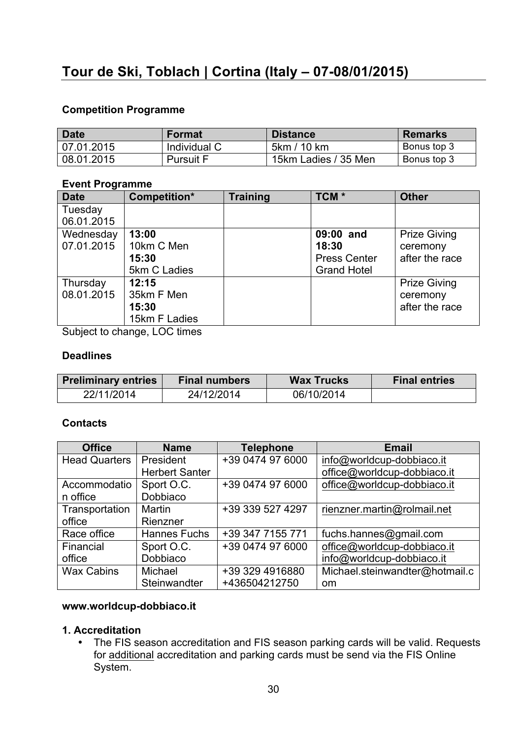# Tour de Ski, Toblach | Cortina (Italy – 07-08/01/2015)

**Competition Programme**

| Date | Format | Distance | Remarks |
|---|---|---|---|
| 07.01.2015 | Individual C | 5km / 10 km | Bonus top 3 |
| 08.01.2015 | Pursuit F | 15km Ladies / 35 Men | Bonus top 3 |

**Event Programme**

| Date | Competition* | Training | TCM * | Other |
|---|---|---|---|---|
| Tuesday 06.01.2015 | | | | |
| Wednesday 07.01.2015 | **13:00** 10km C Men **15:30** 5km C Ladies | | **09:00 and 18:30** Press Center Grand Hotel | Prize Giving ceremony after the race |
| Thursday 08.01.2015 | **12:15** 35km F Men **15:30** 15km F Ladies | | | Prize Giving ceremony after the race |

Subject to change, LOC times

**Deadlines**

| Preliminary entries | Final numbers | Wax Trucks | Final entries |
|---|---|---|---|
| 22/11/2014 | 24/12/2014 | 06/10/2014 | |

**Contacts**

| Office | Name | Telephone | Email |
|---|---|---|---|
| Head Quarters | President Herbert Santer | +39 0474 97 6000 | info@worldcup-dobbiaco.it office@worldcup-dobbiaco.it |
| Accommodation office | Sport O.C. Dobbiaco | +39 0474 97 6000 | office@worldcup-dobbiaco.it |
| Transportation office | Martin Rienzner | +39 339 527 4297 | rienzner.martin@rolmail.net |
| Race office | Hannes Fuchs | +39 347 7155 771 | fuchs.hannes@gmail.com |
| Financial office | Sport O.C. Dobbiaco | +39 0474 97 6000 | office@worldcup-dobbiaco.it info@worldcup-dobbiaco.it |
| Wax Cabins | Michael Steinwandter | +39 329 4916880 +436504212750 | Michael.steinwandter@hotmail.com |

**www.worldcup-dobbiaco.it**

**1. Accreditation**

- The FIS season accreditation and FIS season parking cards will be valid. Requests for additional accreditation and parking cards must be send via the FIS Online System.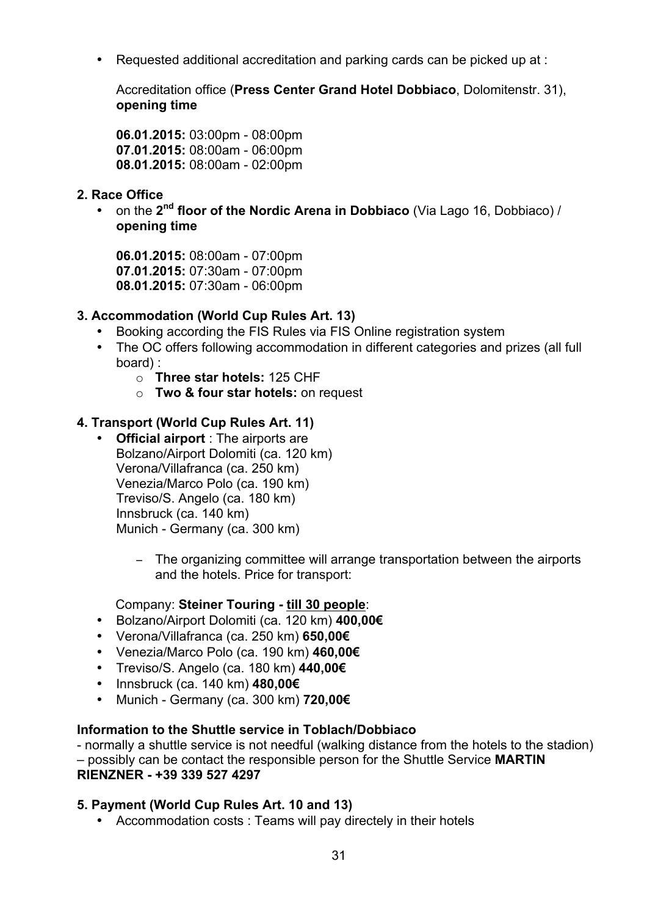- Requested additional accreditation and parking cards can be picked up at :

  Accreditation office (**Press Center Grand Hotel Dobbiaco**, Dolomitenstr. 31), **opening time**

  **06.01.2015:** 03:00pm - 08:00pm
  **07.01.2015:** 08:00am - 06:00pm
  **08.01.2015:** 08:00am - 02:00pm

**2. Race Office**

- on the **2nd floor of the Nordic Arena in Dobbiaco** (Via Lago 16, Dobbiaco) / **opening time**

  **06.01.2015:** 08:00am - 07:00pm
  **07.01.2015:** 07:30am - 07:00pm
  **08.01.2015:** 07:30am - 06:00pm

**3. Accommodation (World Cup Rules Art. 13)**

- Booking according the FIS Rules via FIS Online registration system
- The OC offers following accommodation in different categories and prizes (all full board) :
  - **Three star hotels:** 125 CHF
  - **Two & four star hotels:** on request

**4. Transport (World Cup Rules Art. 11)**

- **Official airport** : The airports are
  Bolzano/Airport Dolomiti (ca. 120 km)
  Verona/Villafranca (ca. 250 km)
  Venezia/Marco Polo (ca. 190 km)
  Treviso/S. Angelo (ca. 180 km)
  Innsbruck (ca. 140 km)
  Munich - Germany (ca. 300 km)

  - The organizing committee will arrange transportation between the airports and the hotels. Price for transport:

Company: **Steiner Touring - till 30 people**:

- Bolzano/Airport Dolomiti (ca. 120 km) **400,00€**
- Verona/Villafranca (ca. 250 km) **650,00€**
- Venezia/Marco Polo (ca. 190 km) **460,00€**
- Treviso/S. Angelo (ca. 180 km) **440,00€**
- Innsbruck (ca. 140 km) **480,00€**
- Munich - Germany (ca. 300 km) **720,00€**

**Information to the Shuttle service in Toblach/Dobbiaco**

- normally a shuttle service is not needful (walking distance from the hotels to the stadion) – possibly can be contact the responsible person for the Shuttle Service **MARTIN RIENZNER - +39 339 527 4297**

**5. Payment (World Cup Rules Art. 10 and 13)**

- Accommodation costs : Teams will pay directely in their hotels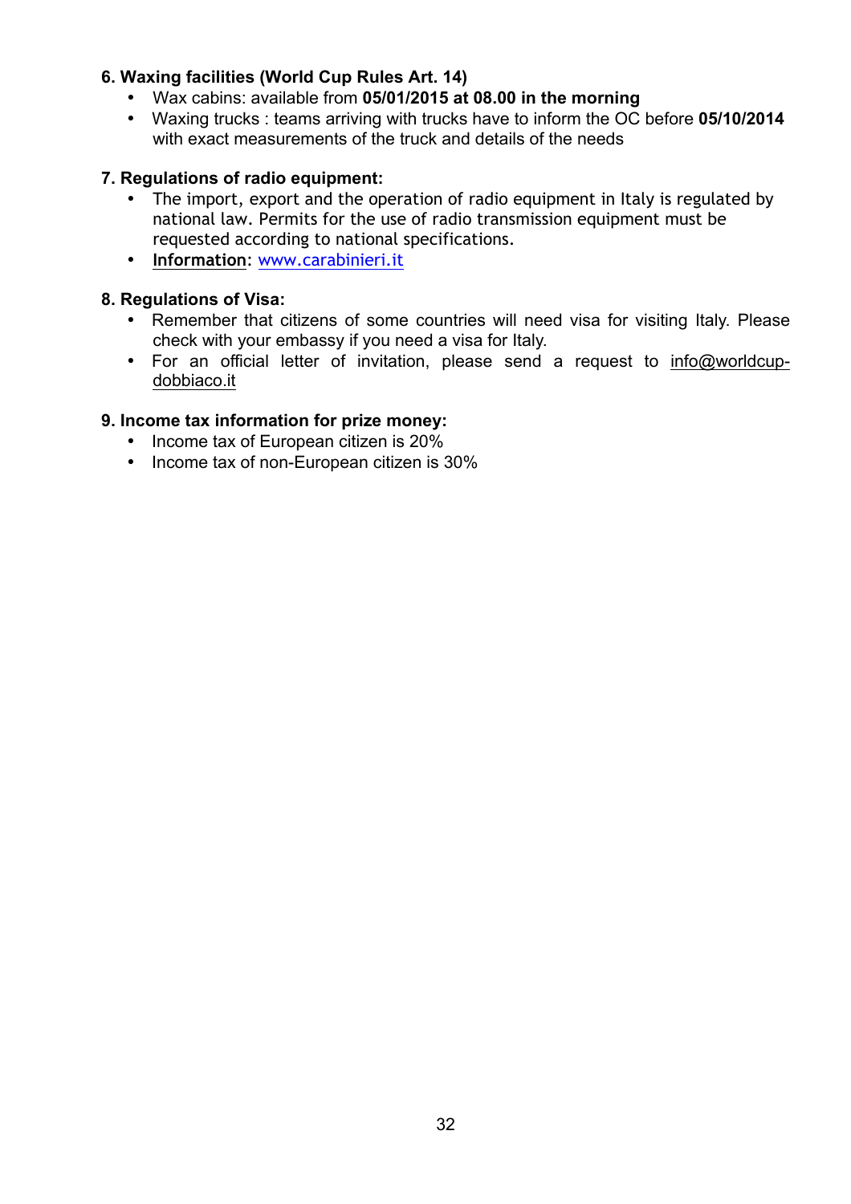**6. Waxing facilities (World Cup Rules Art. 14)**

- Wax cabins: available from **05/01/2015 at 08.00 in the morning**
- Waxing trucks : teams arriving with trucks have to inform the OC before **05/10/2014** with exact measurements of the truck and details of the needs

**7. Regulations of radio equipment:**

- The import, export and the operation of radio equipment in Italy is regulated by national law. Permits for the use of radio transmission equipment must be requested according to national specifications.
- **Information**: www.carabinieri.it

**8. Regulations of Visa:**

- Remember that citizens of some countries will need visa for visiting Italy. Please check with your embassy if you need a visa for Italy.
- For an official letter of invitation, please send a request to info@worldcup-dobbiaco.it

**9. Income tax information for prize money:**

- Income tax of European citizen is 20%
- Income tax of non-European citizen is 30%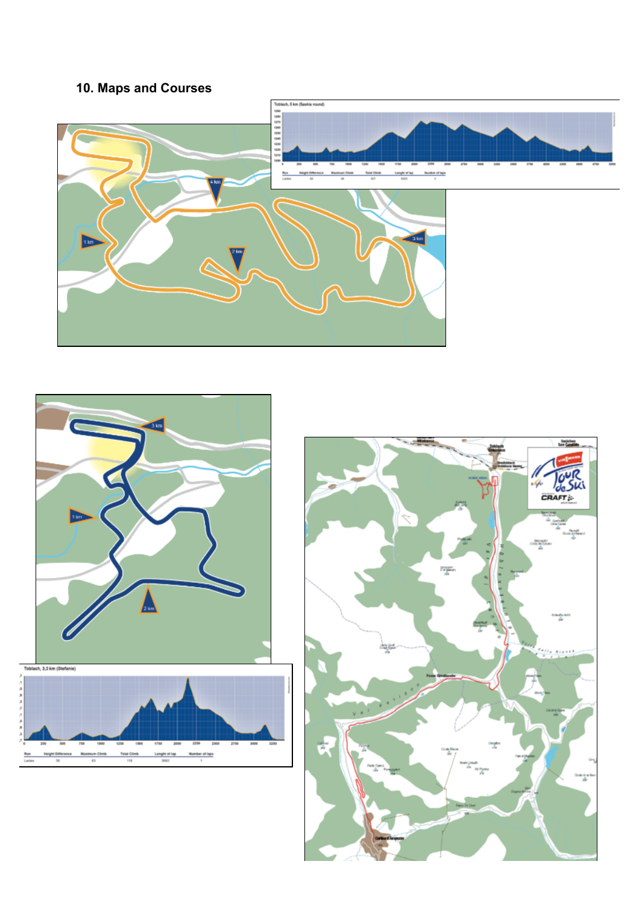## 10. Maps and Courses

Toblach, 5 km (Saskia round)

1 km

2 km

3 km

4 km

Toblach, 3,3 km (Stefanie)

1 km

2 km

3 km